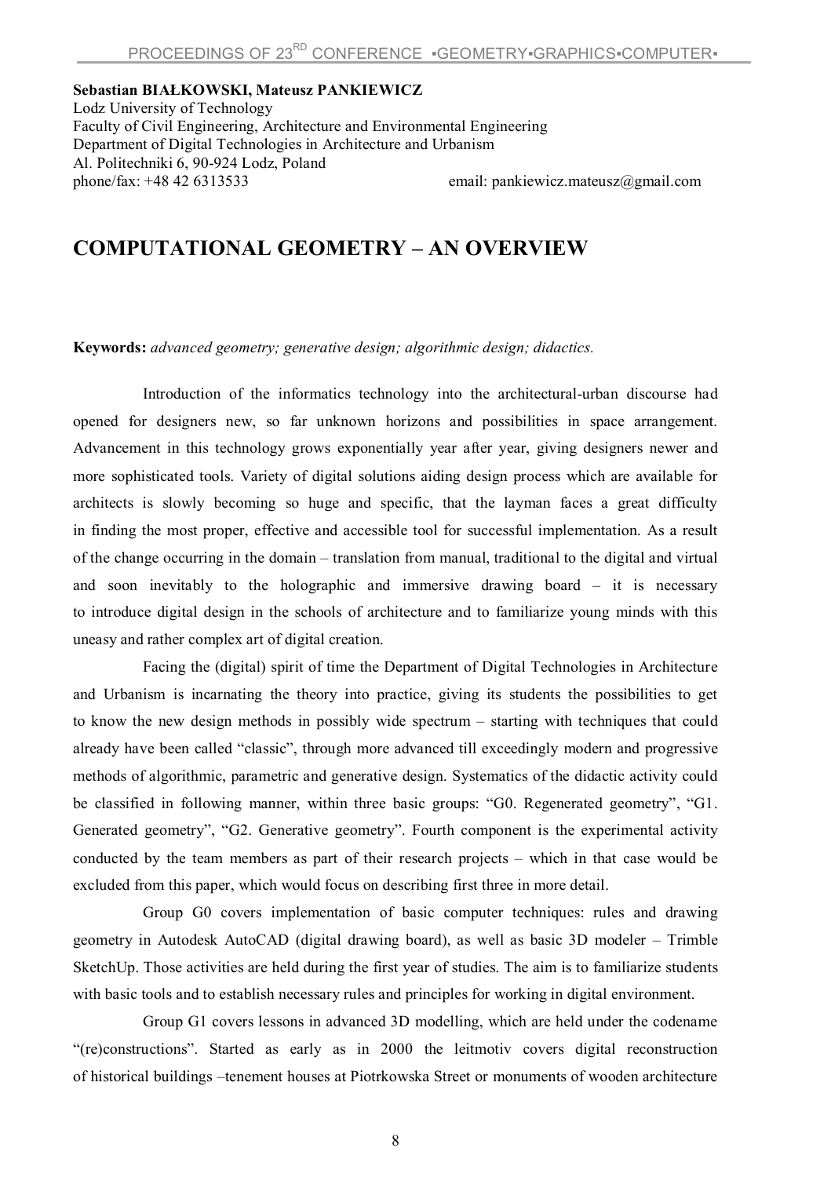**Sebastian BIAŁKOWSKI, Mateusz PANKIEWICZ**
Lodz University of Technology
Faculty of Civil Engineering, Architecture and Environmental Engineering
Department of Digital Technologies in Architecture and Urbanism
Al. Politechniki 6, 90-924 Lodz, Poland
phone/fax: +48 42 6313533 email: pankiewicz.mateusz@gmail.com

# COMPUTATIONAL GEOMETRY – AN OVERVIEW

**Keywords:** *advanced geometry; generative design; algorithmic design; didactics.*

Introduction of the informatics technology into the architectural-urban discourse had opened for designers new, so far unknown horizons and possibilities in space arrangement. Advancement in this technology grows exponentially year after year, giving designers newer and more sophisticated tools. Variety of digital solutions aiding design process which are available for architects is slowly becoming so huge and specific, that the layman faces a great difficulty in finding the most proper, effective and accessible tool for successful implementation. As a result of the change occurring in the domain – translation from manual, traditional to the digital and virtual and soon inevitably to the holographic and immersive drawing board – it is necessary to introduce digital design in the schools of architecture and to familiarize young minds with this uneasy and rather complex art of digital creation.

Facing the (digital) spirit of time the Department of Digital Technologies in Architecture and Urbanism is incarnating the theory into practice, giving its students the possibilities to get to know the new design methods in possibly wide spectrum – starting with techniques that could already have been called "classic", through more advanced till exceedingly modern and progressive methods of algorithmic, parametric and generative design. Systematics of the didactic activity could be classified in following manner, within three basic groups: "G0. Regenerated geometry", "G1. Generated geometry", "G2. Generative geometry". Fourth component is the experimental activity conducted by the team members as part of their research projects – which in that case would be excluded from this paper, which would focus on describing first three in more detail.

Group G0 covers implementation of basic computer techniques: rules and drawing geometry in Autodesk AutoCAD (digital drawing board), as well as basic 3D modeler – Trimble SketchUp. Those activities are held during the first year of studies. The aim is to familiarize students with basic tools and to establish necessary rules and principles for working in digital environment.

Group G1 covers lessons in advanced 3D modelling, which are held under the codename "(re)constructions". Started as early as in 2000 the leitmotiv covers digital reconstruction of historical buildings –tenement houses at Piotrkowska Street or monuments of wooden architecture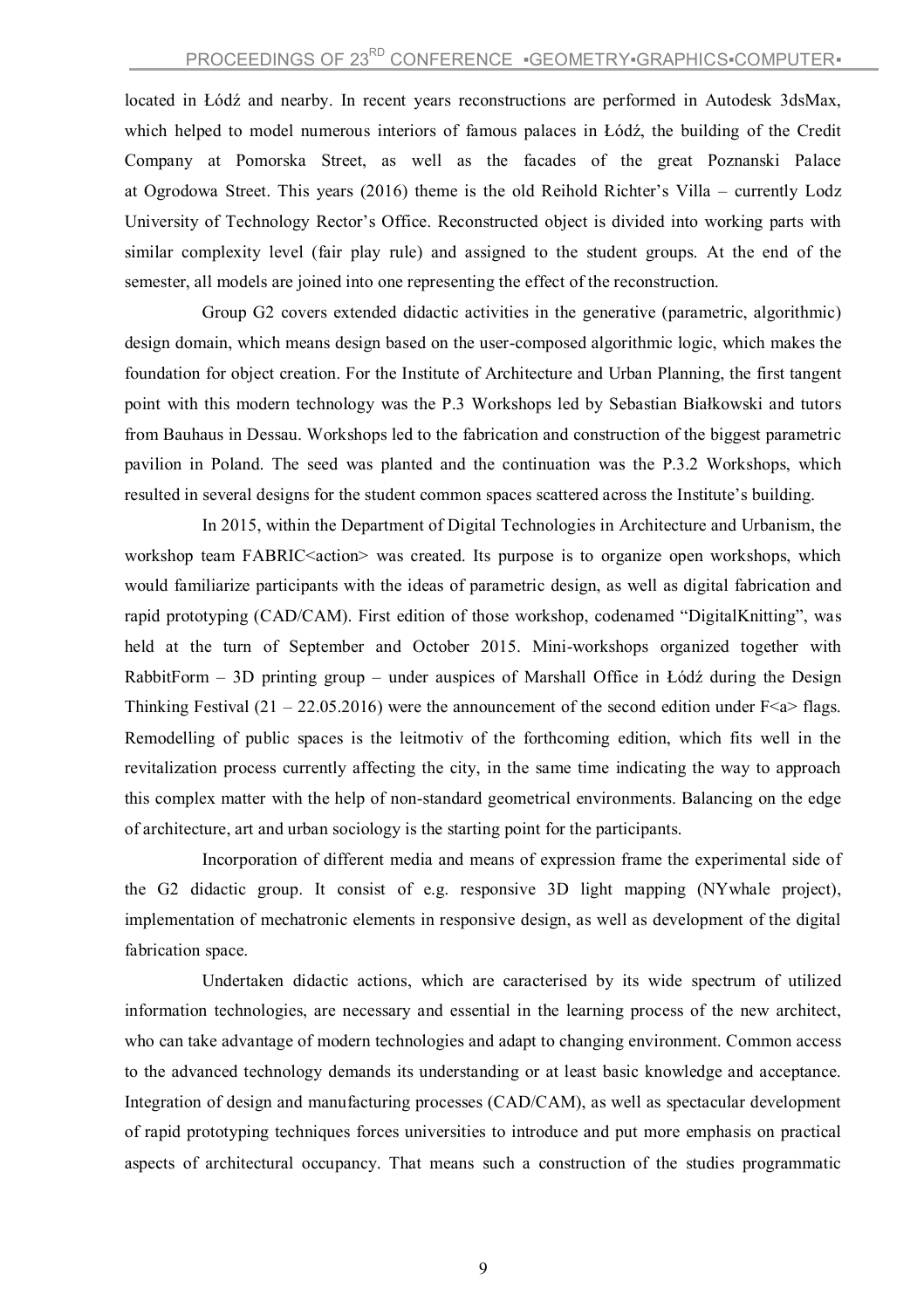located in Łódź and nearby. In recent years reconstructions are performed in Autodesk 3dsMax, which helped to model numerous interiors of famous palaces in Łódź, the building of the Credit Company at Pomorska Street, as well as the facades of the great Poznanski Palace at Ogrodowa Street. This years (2016) theme is the old Reihold Richter's Villa – currently Lodz University of Technology Rector's Office. Reconstructed object is divided into working parts with similar complexity level (fair play rule) and assigned to the student groups. At the end of the semester, all models are joined into one representing the effect of the reconstruction.

Group G2 covers extended didactic activities in the generative (parametric, algorithmic) design domain, which means design based on the user-composed algorithmic logic, which makes the foundation for object creation. For the Institute of Architecture and Urban Planning, the first tangent point with this modern technology was the P.3 Workshops led by Sebastian Białkowski and tutors from Bauhaus in Dessau. Workshops led to the fabrication and construction of the biggest parametric pavilion in Poland. The seed was planted and the continuation was the P.3.2 Workshops, which resulted in several designs for the student common spaces scattered across the Institute's building.

In 2015, within the Department of Digital Technologies in Architecture and Urbanism, the workshop team FABRIC<action> was created. Its purpose is to organize open workshops, which would familiarize participants with the ideas of parametric design, as well as digital fabrication and rapid prototyping (CAD/CAM). First edition of those workshop, codenamed "DigitalKnitting", was held at the turn of September and October 2015. Mini-workshops organized together with RabbitForm – 3D printing group – under auspices of Marshall Office in Łódź during the Design Thinking Festival (21 – 22.05.2016) were the announcement of the second edition under F<a> flags. Remodelling of public spaces is the leitmotiv of the forthcoming edition, which fits well in the revitalization process currently affecting the city, in the same time indicating the way to approach this complex matter with the help of non-standard geometrical environments. Balancing on the edge of architecture, art and urban sociology is the starting point for the participants.

Incorporation of different media and means of expression frame the experimental side of the G2 didactic group. It consist of e.g. responsive 3D light mapping (NYwhale project), implementation of mechatronic elements in responsive design, as well as development of the digital fabrication space.

Undertaken didactic actions, which are caracterised by its wide spectrum of utilized information technologies, are necessary and essential in the learning process of the new architect, who can take advantage of modern technologies and adapt to changing environment. Common access to the advanced technology demands its understanding or at least basic knowledge and acceptance. Integration of design and manufacturing processes (CAD/CAM), as well as spectacular development of rapid prototyping techniques forces universities to introduce and put more emphasis on practical aspects of architectural occupancy. That means such a construction of the studies programmatic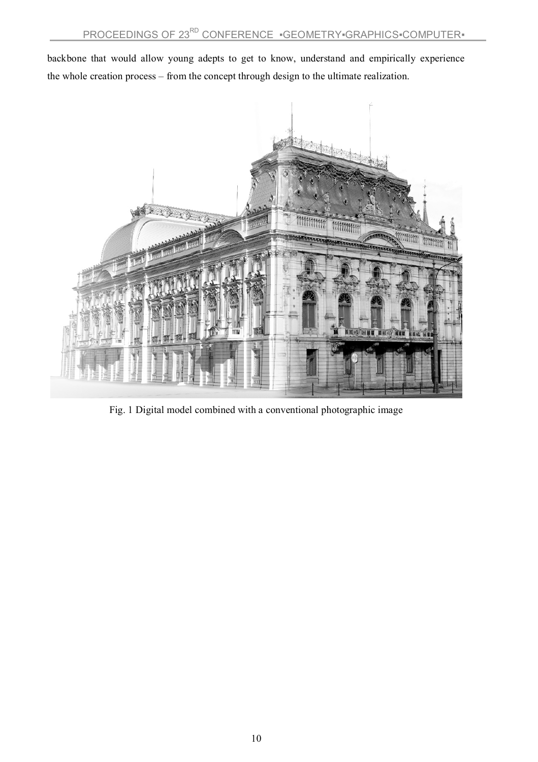backbone that would allow young adepts to get to know, understand and empirically experience the whole creation process – from the concept through design to the ultimate realization.

Fig. 1 Digital model combined with a conventional photographic image